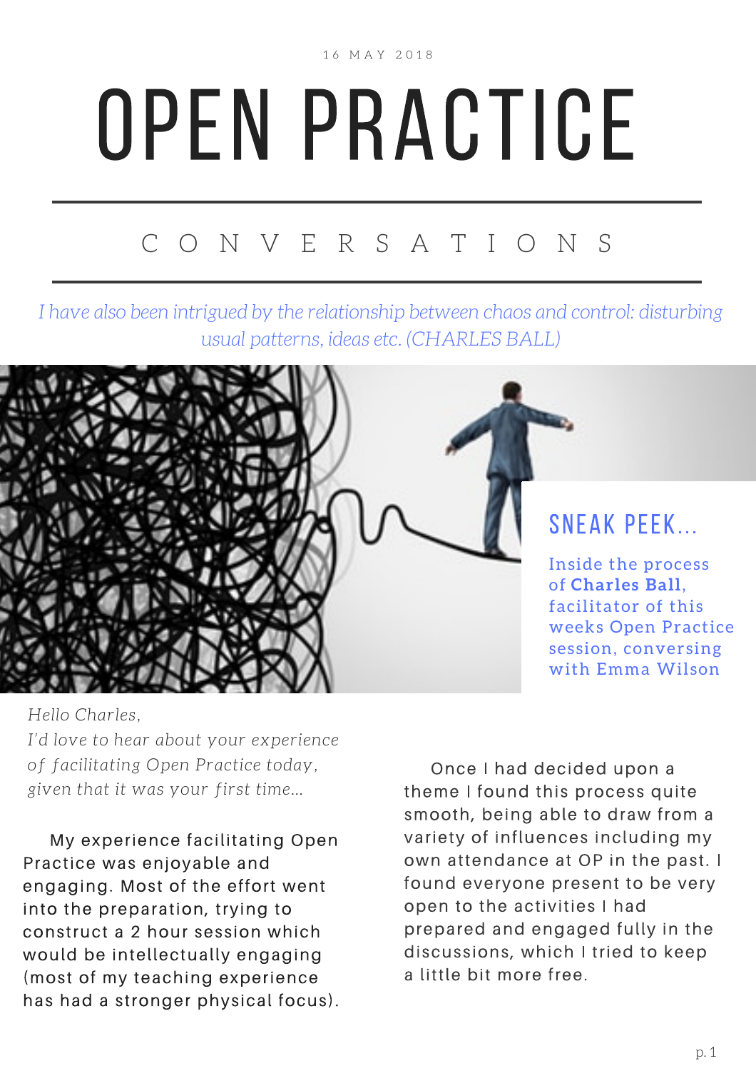16 MAY 2018

# OPEN PRACTICE

## CONVERSATIONS

*I have also been intrigued by the relationship between chaos and control: disturbing usual patterns, ideas etc. (CHARLES BALL)*

### SNEAK PEEK...

Inside the process of **Charles Ball**, facilitator of this weeks Open Practice session, conversing with Emma Wilson

*Hello Charles,*
*I'd love to hear about your experience of facilitating Open Practice today, given that it was your first time...*

My experience facilitating Open Practice was enjoyable and engaging. Most of the effort went into the preparation, trying to construct a 2 hour session which would be intellectually engaging (most of my teaching experience has had a stronger physical focus).

Once I had decided upon a theme I found this process quite smooth, being able to draw from a variety of influences including my own attendance at OP in the past. I found everyone present to be very open to the activities I had prepared and engaged fully in the discussions, which I tried to keep a little bit more free.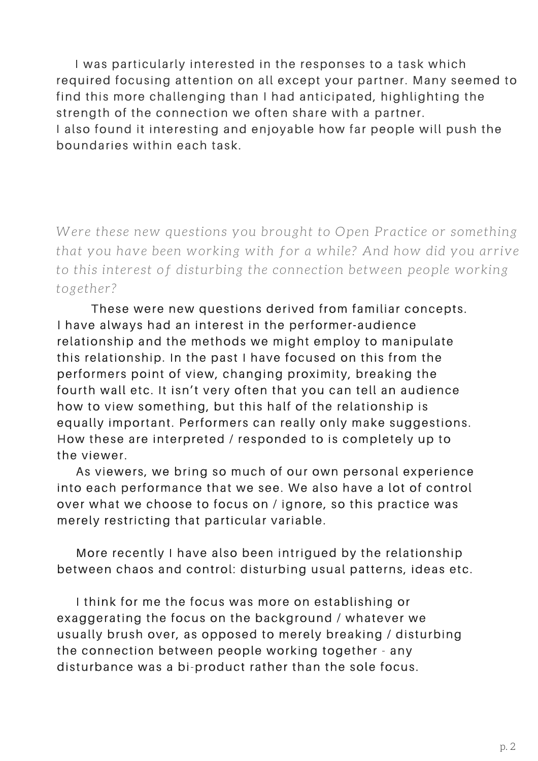I was particularly interested in the responses to a task which required focusing attention on all except your partner. Many seemed to find this more challenging than I had anticipated, highlighting the strength of the connection we often share with a partner.
I also found it interesting and enjoyable how far people will push the boundaries within each task.

*Were these new questions you brought to Open Practice or something that you have been working with for a while? And how did you arrive to this interest of disturbing the connection between people working together?*

These were new questions derived from familiar concepts. I have always had an interest in the performer-audience relationship and the methods we might employ to manipulate this relationship. In the past I have focused on this from the performers point of view, changing proximity, breaking the fourth wall etc. It isn't very often that you can tell an audience how to view something, but this half of the relationship is equally important. Performers can really only make suggestions. How these are interpreted / responded to is completely up to the viewer.

As viewers, we bring so much of our own personal experience into each performance that we see. We also have a lot of control over what we choose to focus on / ignore, so this practice was merely restricting that particular variable.

More recently I have also been intrigued by the relationship between chaos and control: disturbing usual patterns, ideas etc.

I think for me the focus was more on establishing or exaggerating the focus on the background / whatever we usually brush over, as opposed to merely breaking / disturbing the connection between people working together - any disturbance was a bi-product rather than the sole focus.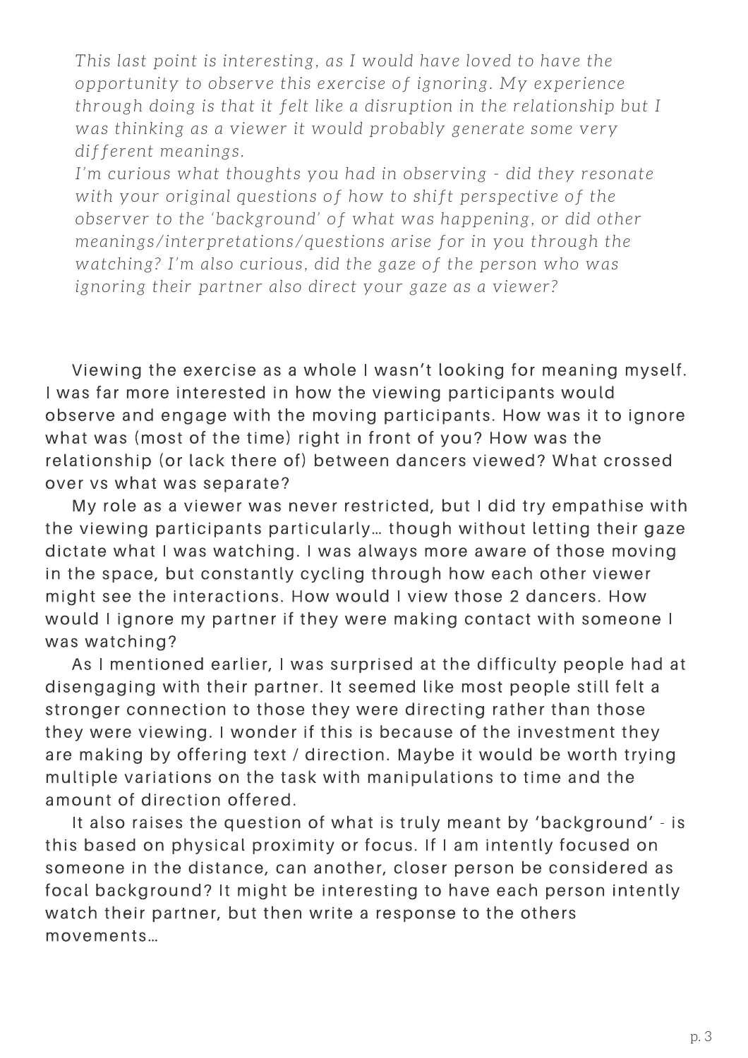*This last point is interesting, as I would have loved to have the opportunity to observe this exercise of ignoring. My experience through doing is that it felt like a disruption in the relationship but I was thinking as a viewer it would probably generate some very different meanings.*
*I'm curious what thoughts you had in observing - did they resonate with your original questions of how to shift perspective of the observer to the 'background' of what was happening, or did other meanings/interpretations/questions arise for in you through the watching? I'm also curious, did the gaze of the person who was ignoring their partner also direct your gaze as a viewer?*

Viewing the exercise as a whole I wasn't looking for meaning myself. I was far more interested in how the viewing participants would observe and engage with the moving participants. How was it to ignore what was (most of the time) right in front of you? How was the relationship (or lack there of) between dancers viewed? What crossed over vs what was separate?

My role as a viewer was never restricted, but I did try empathise with the viewing participants particularly… though without letting their gaze dictate what I was watching. I was always more aware of those moving in the space, but constantly cycling through how each other viewer might see the interactions. How would I view those 2 dancers. How would I ignore my partner if they were making contact with someone I was watching?

As I mentioned earlier, I was surprised at the difficulty people had at disengaging with their partner. It seemed like most people still felt a stronger connection to those they were directing rather than those they were viewing. I wonder if this is because of the investment they are making by offering text / direction. Maybe it would be worth trying multiple variations on the task with manipulations to time and the amount of direction offered.

It also raises the question of what is truly meant by 'background' - is this based on physical proximity or focus. If I am intently focused on someone in the distance, can another, closer person be considered as focal background? It might be interesting to have each person intently watch their partner, but then write a response to the others movements…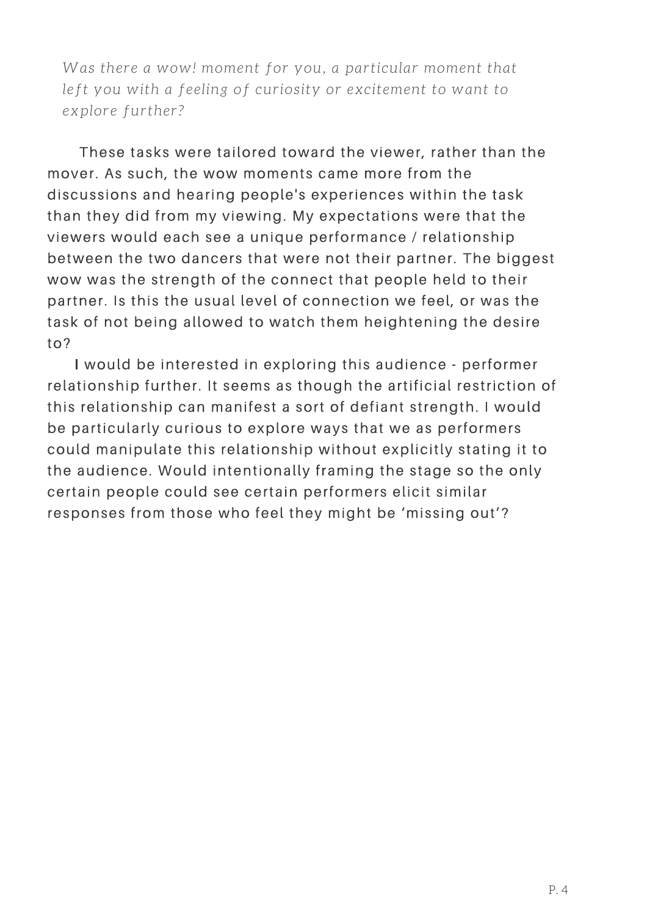*Was there a wow! moment for you, a particular moment that left you with a feeling of curiosity or excitement to want to explore further?*

These tasks were tailored toward the viewer, rather than the mover. As such, the wow moments came more from the discussions and hearing people's experiences within the task than they did from my viewing. My expectations were that the viewers would each see a unique performance / relationship between the two dancers that were not their partner. The biggest wow was the strength of the connect that people held to their partner. Is this the usual level of connection we feel, or was the task of not being allowed to watch them heightening the desire to?

I would be interested in exploring this audience - performer relationship further. It seems as though the artificial restriction of this relationship can manifest a sort of defiant strength. I would be particularly curious to explore ways that we as performers could manipulate this relationship without explicitly stating it to the audience. Would intentionally framing the stage so the only certain people could see certain performers elicit similar responses from those who feel they might be 'missing out'?